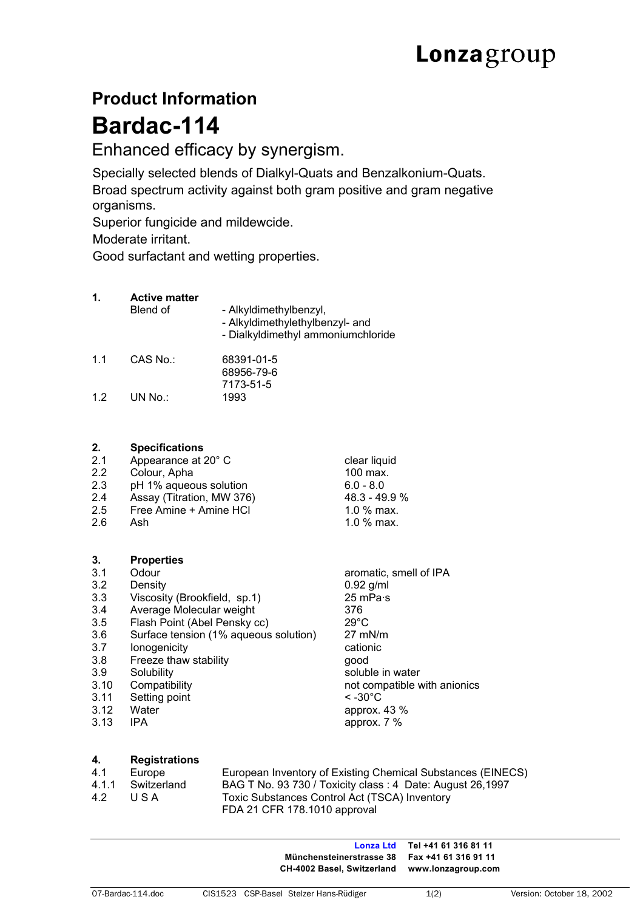# Lonzagroup

## Product Information

# Bardac-114

### Enhanced efficacy by synergism.

Specially selected blends of Dialkyl-Quats and Benzalkonium-Quats.
Broad spectrum activity against both gram positive and gram negative organisms.
Superior fungicide and mildewcide.
Moderate irritant.
Good surfactant and wetting properties.

**1. Active matter**

| | | |
|---|---|---|
| | Blend of | - Alkyldimethylbenzyl,<br>- Alkyldimethylethylbenzyl- and<br>- Dialkyldimethyl ammoniumchloride |
| 1.1 | CAS No.: | 68391-01-5<br>68956-79-6<br>7173-51-5 |
| 1.2 | UN No.: | 1993 |

**2. Specifications**

| | | |
|---|---|---|
| 2.1 | Appearance at 20° C | clear liquid |
| 2.2 | Colour, Apha | 100 max. |
| 2.3 | pH 1% aqueous solution | 6.0 - 8.0 |
| 2.4 | Assay (Titration, MW 376) | 48.3 - 49.9 % |
| 2.5 | Free Amine + Amine HCl | 1.0 % max. |
| 2.6 | Ash | 1.0 % max. |

**3. Properties**

| | | |
|---|---|---|
| 3.1 | Odour | aromatic, smell of IPA |
| 3.2 | Density | 0.92 g/ml |
| 3.3 | Viscosity (Brookfield, sp.1) | 25 mPa·s |
| 3.4 | Average Molecular weight | 376 |
| 3.5 | Flash Point (Abel Pensky cc) | 29°C |
| 3.6 | Surface tension (1% aqueous solution) | 27 mN/m |
| 3.7 | Ionogenicity | cationic |
| 3.8 | Freeze thaw stability | good |
| 3.9 | Solubility | soluble in water |
| 3.10 | Compatibility | not compatible with anionics |
| 3.11 | Setting point | < -30°C |
| 3.12 | Water | approx. 43 % |
| 3.13 | IPA | approx. 7 % |

**4. Registrations**

| | | |
|---|---|---|
| 4.1 | Europe | European Inventory of Existing Chemical Substances (EINECS) |
| 4.1.1 | Switzerland | BAG T No. 93 730 / Toxicity class : 4 Date: August 26,1997 |
| 4.2 | U S A | Toxic Substances Control Act (TSCA) Inventory<br>FDA 21 CFR 178.1010 approval |

**Lonza Ltd**
**Münchensteinerstrasse 38**
**CH-4002 Basel, Switzerland**
**Tel +41 61 316 81 11**
**Fax +41 61 316 91 11**
**www.lonzagroup.com**

07-Bardac-114.doc CIS1523 CSP-Basel Stelzer Hans-Rüdiger Version: October 18, 2002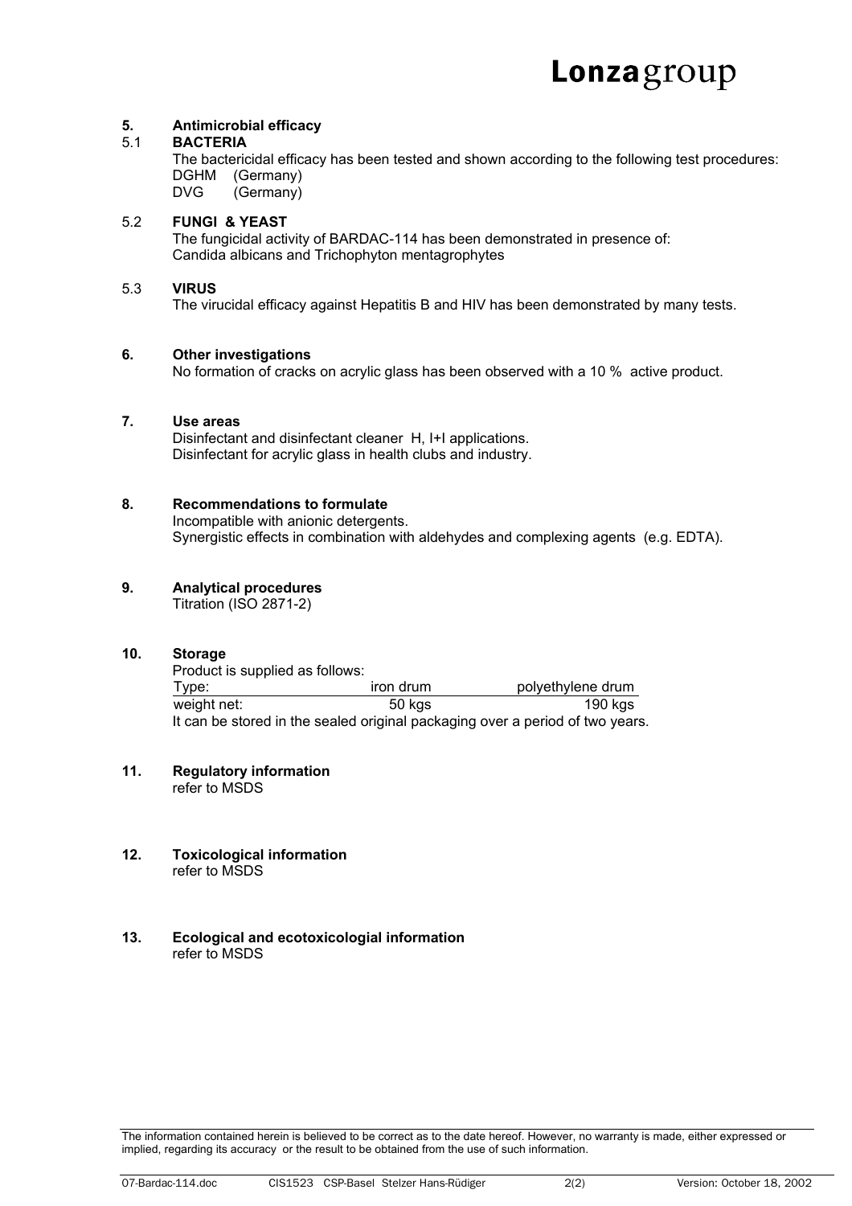## 5. Antimicrobial efficacy

### 5.1 BACTERIA

The bactericidal efficacy has been tested and shown according to the following test procedures:
DGHM (Germany)
DVG (Germany)

### 5.2 FUNGI & YEAST

The fungicidal activity of BARDAC-114 has been demonstrated in presence of:
Candida albicans and Trichophyton mentagrophytes

### 5.3 VIRUS

The virucidal efficacy against Hepatitis B and HIV has been demonstrated by many tests.

## 6. Other investigations

No formation of cracks on acrylic glass has been observed with a 10 % active product.

## 7. Use areas

Disinfectant and disinfectant cleaner H, I+I applications.
Disinfectant for acrylic glass in health clubs and industry.

## 8. Recommendations to formulate

Incompatible with anionic detergents.
Synergistic effects in combination with aldehydes and complexing agents (e.g. EDTA).

## 9. Analytical procedures

Titration (ISO 2871-2)

## 10. Storage

Product is supplied as follows:

| Type: | iron drum | polyethylene drum |
|---|---|---|
| weight net: | 50 kgs | 190 kgs |

It can be stored in the sealed original packaging over a period of two years.

## 11. Regulatory information

refer to MSDS

## 12. Toxicological information

refer to MSDS

## 13. Ecological and ecotoxicologial information

refer to MSDS

The information contained herein is believed to be correct as to the date hereof. However, no warranty is made, either expressed or implied, regarding its accuracy or the result to be obtained from the use of such information.